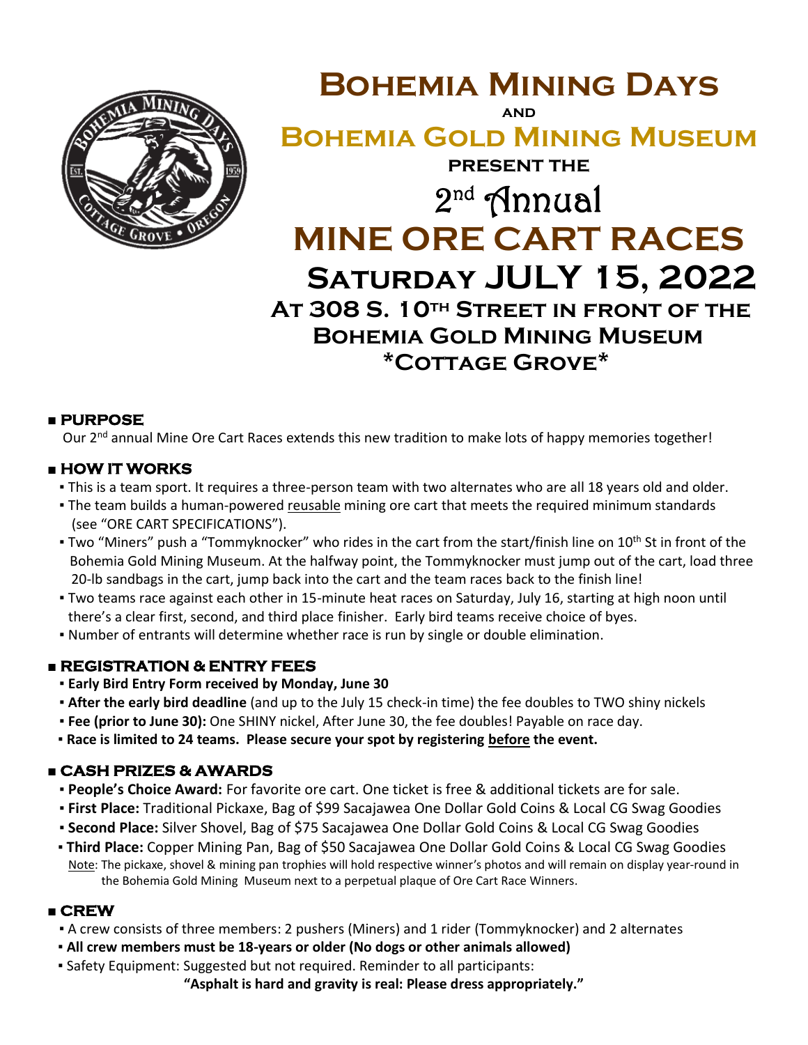# Bohemia Mining Days

**and**

# Bohemia Gold Mining Museum

**present the**

## 2nd Annual

# MINE ORE CART RACES

## Saturday JULY 15, 2022

### At 308 S. 10th Street in front of the Bohemia Gold Mining Museum

### *Cottage Grove*

### ■ PURPOSE

Our 2nd annual Mine Ore Cart Races extends this new tradition to make lots of happy memories together!

### ■ HOW IT WORKS

- This is a team sport. It requires a three-person team with two alternates who are all 18 years old and older.
- The team builds a human-powered reusable mining ore cart that meets the required minimum standards (see "ORE CART SPECIFICATIONS").
- Two "Miners" push a "Tommyknocker" who rides in the cart from the start/finish line on 10th St in front of the Bohemia Gold Mining Museum. At the halfway point, the Tommyknocker must jump out of the cart, load three 20-lb sandbags in the cart, jump back into the cart and the team races back to the finish line!
- Two teams race against each other in 15-minute heat races on Saturday, July 16, starting at high noon until there's a clear first, second, and third place finisher. Early bird teams receive choice of byes.
- Number of entrants will determine whether race is run by single or double elimination.

### ■ REGISTRATION & ENTRY FEES

- **Early Bird Entry Form received by Monday, June 30**
- **After the early bird deadline** (and up to the July 15 check-in time) the fee doubles to TWO shiny nickels
- **Fee (prior to June 30):** One SHINY nickel, After June 30, the fee doubles! Payable on race day.
- **Race is limited to 24 teams. Please secure your spot by registering before the event.**

### ■ CASH PRIZES & AWARDS

- **People's Choice Award:** For favorite ore cart. One ticket is free & additional tickets are for sale.
- **First Place:** Traditional Pickaxe, Bag of $99 Sacajawea One Dollar Gold Coins & Local CG Swag Goodies
- **Second Place:** Silver Shovel, Bag of $75 Sacajawea One Dollar Gold Coins & Local CG Swag Goodies
- **Third Place:** Copper Mining Pan, Bag of $50 Sacajawea One Dollar Gold Coins & Local CG Swag Goodies

Note: The pickaxe, shovel & mining pan trophies will hold respective winner's photos and will remain on display year-round in the Bohemia Gold Mining Museum next to a perpetual plaque of Ore Cart Race Winners.

### ■ CREW

- A crew consists of three members: 2 pushers (Miners) and 1 rider (Tommyknocker) and 2 alternates
- **All crew members must be 18-years or older (No dogs or other animals allowed)**
- Safety Equipment: Suggested but not required. Reminder to all participants:

**"Asphalt is hard and gravity is real: Please dress appropriately."**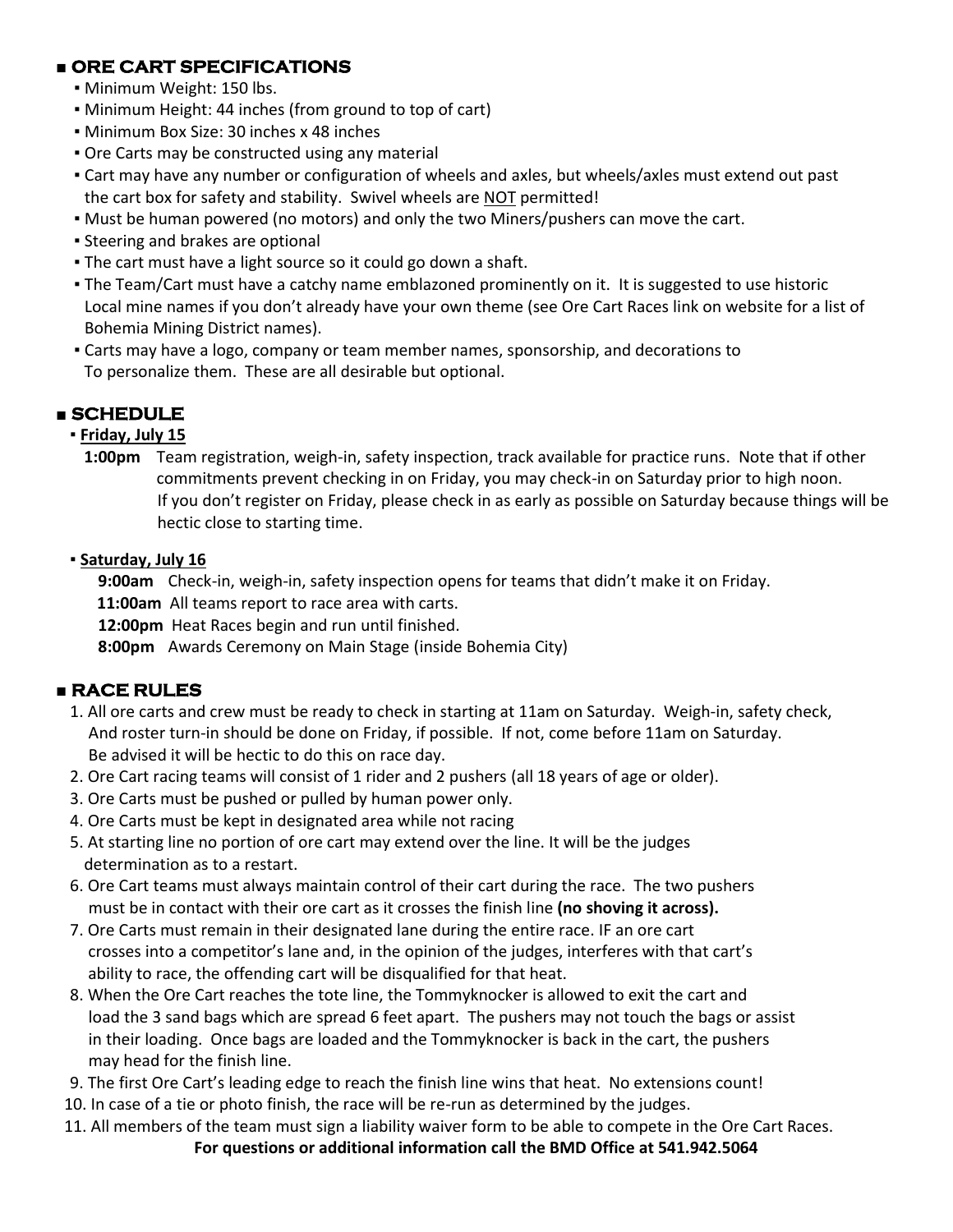## ■ ORE CART SPECIFICATIONS

- Minimum Weight: 150 lbs.
- Minimum Height: 44 inches (from ground to top of cart)
- Minimum Box Size: 30 inches x 48 inches
- Ore Carts may be constructed using any material
- Cart may have any number or configuration of wheels and axles, but wheels/axles must extend out past the cart box for safety and stability. Swivel wheels are <u>NOT</u> permitted!
- Must be human powered (no motors) and only the two Miners/pushers can move the cart.
- Steering and brakes are optional
- The cart must have a light source so it could go down a shaft.
- The Team/Cart must have a catchy name emblazoned prominently on it. It is suggested to use historic Local mine names if you don't already have your own theme (see Ore Cart Races link on website for a list of Bohemia Mining District names).
- Carts may have a logo, company or team member names, sponsorship, and decorations to To personalize them. These are all desirable but optional.

## ■ SCHEDULE

- **<u>Friday, July 15</u>**

  **1:00pm** Team registration, weigh-in, safety inspection, track available for practice runs. Note that if other commitments prevent checking in on Friday, you may check-in on Saturday prior to high noon. If you don't register on Friday, please check in as early as possible on Saturday because things will be hectic close to starting time.

- **<u>Saturday, July 16</u>**

  **9:00am** Check-in, weigh-in, safety inspection opens for teams that didn't make it on Friday.

  **11:00am** All teams report to race area with carts.

  **12:00pm** Heat Races begin and run until finished.

  **8:00pm** Awards Ceremony on Main Stage (inside Bohemia City)

## ■ RACE RULES

1. All ore carts and crew must be ready to check in starting at 11am on Saturday. Weigh-in, safety check, And roster turn-in should be done on Friday, if possible. If not, come before 11am on Saturday. Be advised it will be hectic to do this on race day.
2. Ore Cart racing teams will consist of 1 rider and 2 pushers (all 18 years of age or older).
3. Ore Carts must be pushed or pulled by human power only.
4. Ore Carts must be kept in designated area while not racing
5. At starting line no portion of ore cart may extend over the line. It will be the judges determination as to a restart.
6. Ore Cart teams must always maintain control of their cart during the race. The two pushers must be in contact with their ore cart as it crosses the finish line **(no shoving it across).**
7. Ore Carts must remain in their designated lane during the entire race. IF an ore cart crosses into a competitor's lane and, in the opinion of the judges, interferes with that cart's ability to race, the offending cart will be disqualified for that heat.
8. When the Ore Cart reaches the tote line, the Tommyknocker is allowed to exit the cart and load the 3 sand bags which are spread 6 feet apart. The pushers may not touch the bags or assist in their loading. Once bags are loaded and the Tommyknocker is back in the cart, the pushers may head for the finish line.
9. The first Ore Cart's leading edge to reach the finish line wins that heat. No extensions count!
10. In case of a tie or photo finish, the race will be re-run as determined by the judges.
11. All members of the team must sign a liability waiver form to be able to compete in the Ore Cart Races.

**For questions or additional information call the BMD Office at 541.942.5064**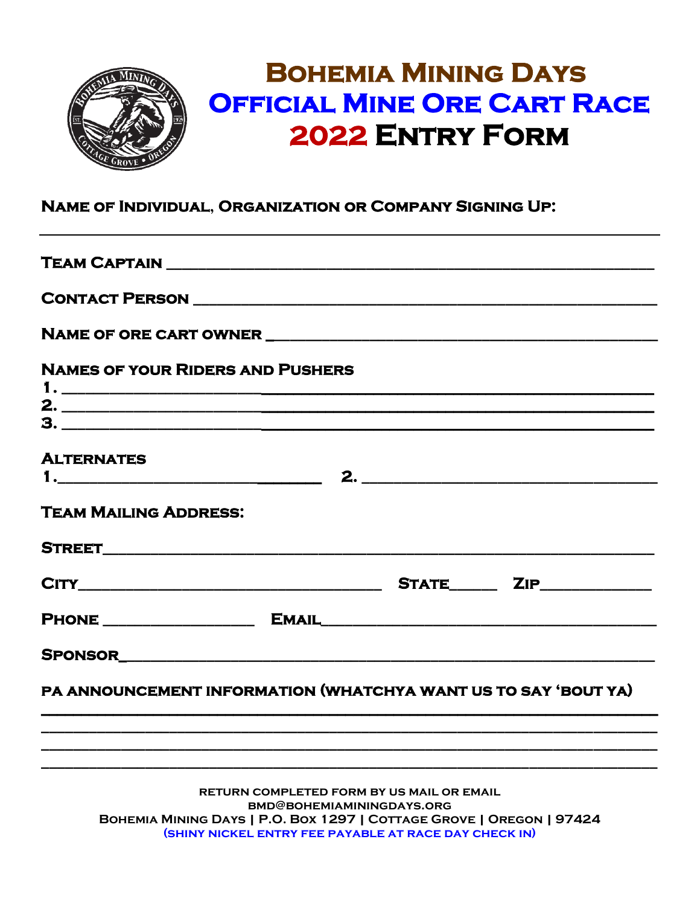# Bohemia Mining Days
## Official Mine Ore Cart Race
## 2022 Entry Form

**Name of Individual, Organization or Company Signing Up:**

_______________________________________________

**Team Captain** _______________________________________________

**Contact Person** _______________________________________________

**Name of ore cart owner** _______________________________________________

**Names of your Riders and Pushers**

1. _______________________________________________
2. _______________________________________________
3. _______________________________________________

**Alternates**

1. ______________________ 2. ______________________

**Team Mailing Address:**

**Street** _______________________________________________

**City** ______________________ **State** ______ **Zip** ____________

**Phone** ______________ **Email** ______________________________

**Sponsor** _______________________________________________

**PA announcement information (whatchya want us to say 'bout ya)**

_______________________________________________

_______________________________________________

_______________________________________________

_______________________________________________

**return completed form by US mail or email**
**bmd@bohemiaminingdays.org**
**Bohemia Mining Days | P.O. Box 1297 | Cottage Grove | Oregon | 97424**
**(shiny nickel entry fee payable at race day check in)**